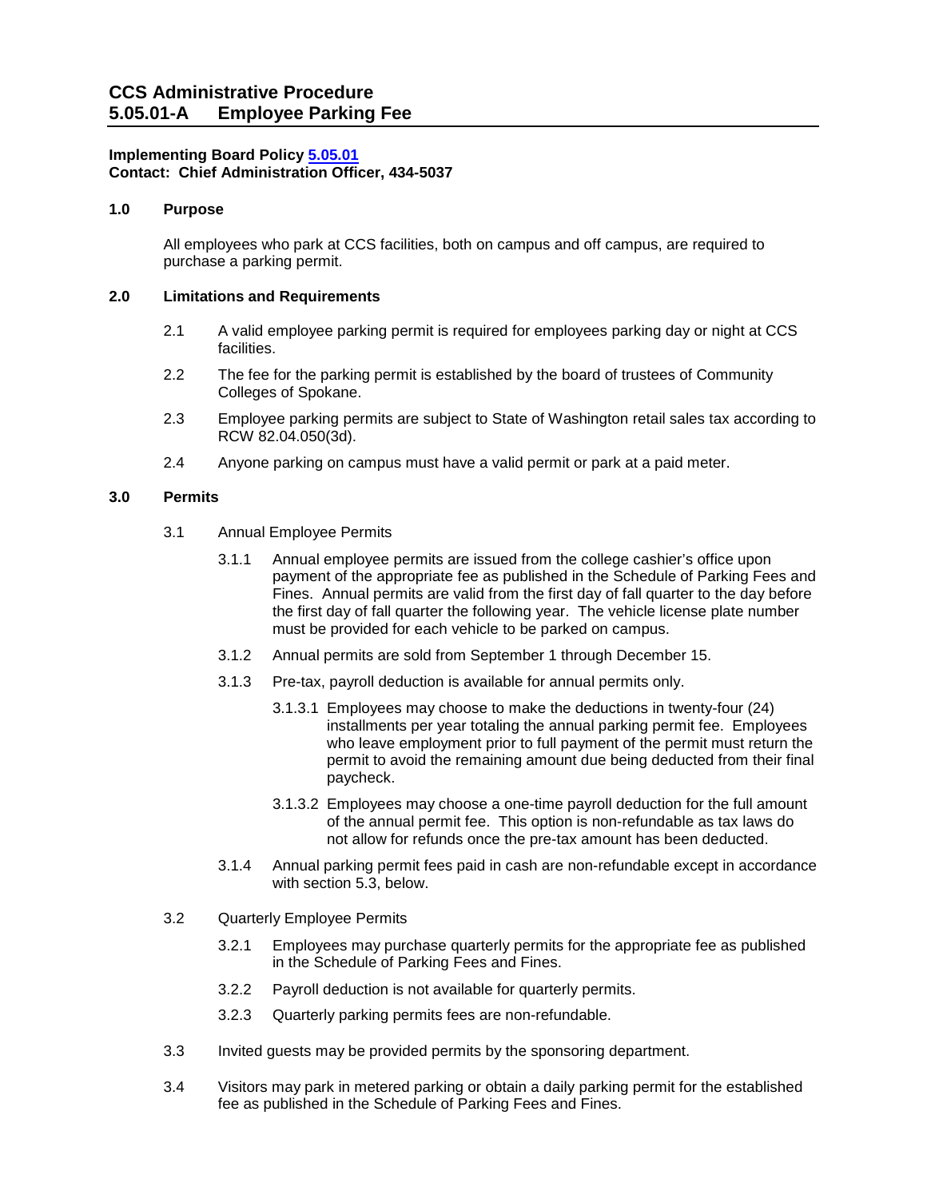# CCS Administrative Procedure
# 5.05.01-A Employee Parking Fee

**Implementing Board Policy [5.05.01](5.05.01)**
**Contact: Chief Administration Officer, 434-5037**

## 1.0 Purpose

All employees who park at CCS facilities, both on campus and off campus, are required to purchase a parking permit.

## 2.0 Limitations and Requirements

2.1 A valid employee parking permit is required for employees parking day or night at CCS facilities.

2.2 The fee for the parking permit is established by the board of trustees of Community Colleges of Spokane.

2.3 Employee parking permits are subject to State of Washington retail sales tax according to RCW 82.04.050(3d).

2.4 Anyone parking on campus must have a valid permit or park at a paid meter.

## 3.0 Permits

3.1 Annual Employee Permits

3.1.1 Annual employee permits are issued from the college cashier's office upon payment of the appropriate fee as published in the Schedule of Parking Fees and Fines. Annual permits are valid from the first day of fall quarter to the day before the first day of fall quarter the following year. The vehicle license plate number must be provided for each vehicle to be parked on campus.

3.1.2 Annual permits are sold from September 1 through December 15.

3.1.3 Pre-tax, payroll deduction is available for annual permits only.

3.1.3.1 Employees may choose to make the deductions in twenty-four (24) installments per year totaling the annual parking permit fee. Employees who leave employment prior to full payment of the permit must return the permit to avoid the remaining amount due being deducted from their final paycheck.

3.1.3.2 Employees may choose a one-time payroll deduction for the full amount of the annual permit fee. This option is non-refundable as tax laws do not allow for refunds once the pre-tax amount has been deducted.

3.1.4 Annual parking permit fees paid in cash are non-refundable except in accordance with section 5.3, below.

3.2 Quarterly Employee Permits

3.2.1 Employees may purchase quarterly permits for the appropriate fee as published in the Schedule of Parking Fees and Fines.

3.2.2 Payroll deduction is not available for quarterly permits.

3.2.3 Quarterly parking permits fees are non-refundable.

3.3 Invited guests may be provided permits by the sponsoring department.

3.4 Visitors may park in metered parking or obtain a daily parking permit for the established fee as published in the Schedule of Parking Fees and Fines.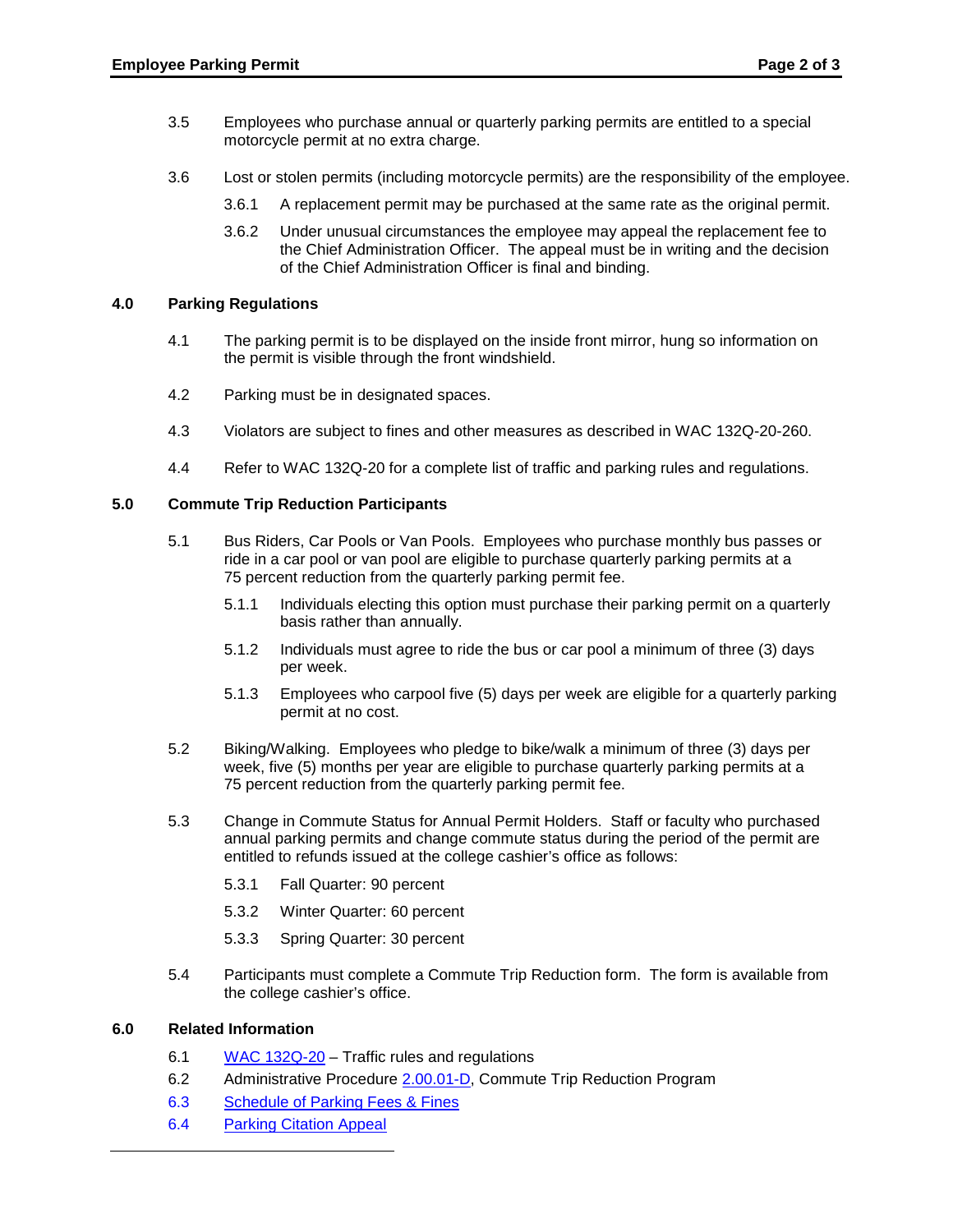3.5 Employees who purchase annual or quarterly parking permits are entitled to a special motorcycle permit at no extra charge.

3.6 Lost or stolen permits (including motorcycle permits) are the responsibility of the employee.

  3.6.1 A replacement permit may be purchased at the same rate as the original permit.

  3.6.2 Under unusual circumstances the employee may appeal the replacement fee to the Chief Administration Officer. The appeal must be in writing and the decision of the Chief Administration Officer is final and binding.

## 4.0 Parking Regulations

4.1 The parking permit is to be displayed on the inside front mirror, hung so information on the permit is visible through the front windshield.

4.2 Parking must be in designated spaces.

4.3 Violators are subject to fines and other measures as described in WAC 132Q-20-260.

4.4 Refer to WAC 132Q-20 for a complete list of traffic and parking rules and regulations.

## 5.0 Commute Trip Reduction Participants

5.1 Bus Riders, Car Pools or Van Pools. Employees who purchase monthly bus passes or ride in a car pool or van pool are eligible to purchase quarterly parking permits at a 75 percent reduction from the quarterly parking permit fee.

  5.1.1 Individuals electing this option must purchase their parking permit on a quarterly basis rather than annually.

  5.1.2 Individuals must agree to ride the bus or car pool a minimum of three (3) days per week.

  5.1.3 Employees who carpool five (5) days per week are eligible for a quarterly parking permit at no cost.

5.2 Biking/Walking. Employees who pledge to bike/walk a minimum of three (3) days per week, five (5) months per year are eligible to purchase quarterly parking permits at a 75 percent reduction from the quarterly parking permit fee.

5.3 Change in Commute Status for Annual Permit Holders. Staff or faculty who purchased annual parking permits and change commute status during the period of the permit are entitled to refunds issued at the college cashier's office as follows:

  5.3.1 Fall Quarter: 90 percent

  5.3.2 Winter Quarter: 60 percent

  5.3.3 Spring Quarter: 30 percent

5.4 Participants must complete a Commute Trip Reduction form. The form is available from the college cashier's office.

## 6.0 Related Information

6.1 WAC 132Q-20 – Traffic rules and regulations

6.2 Administrative Procedure 2.00.01-D, Commute Trip Reduction Program

6.3 Schedule of Parking Fees & Fines

6.4 Parking Citation Appeal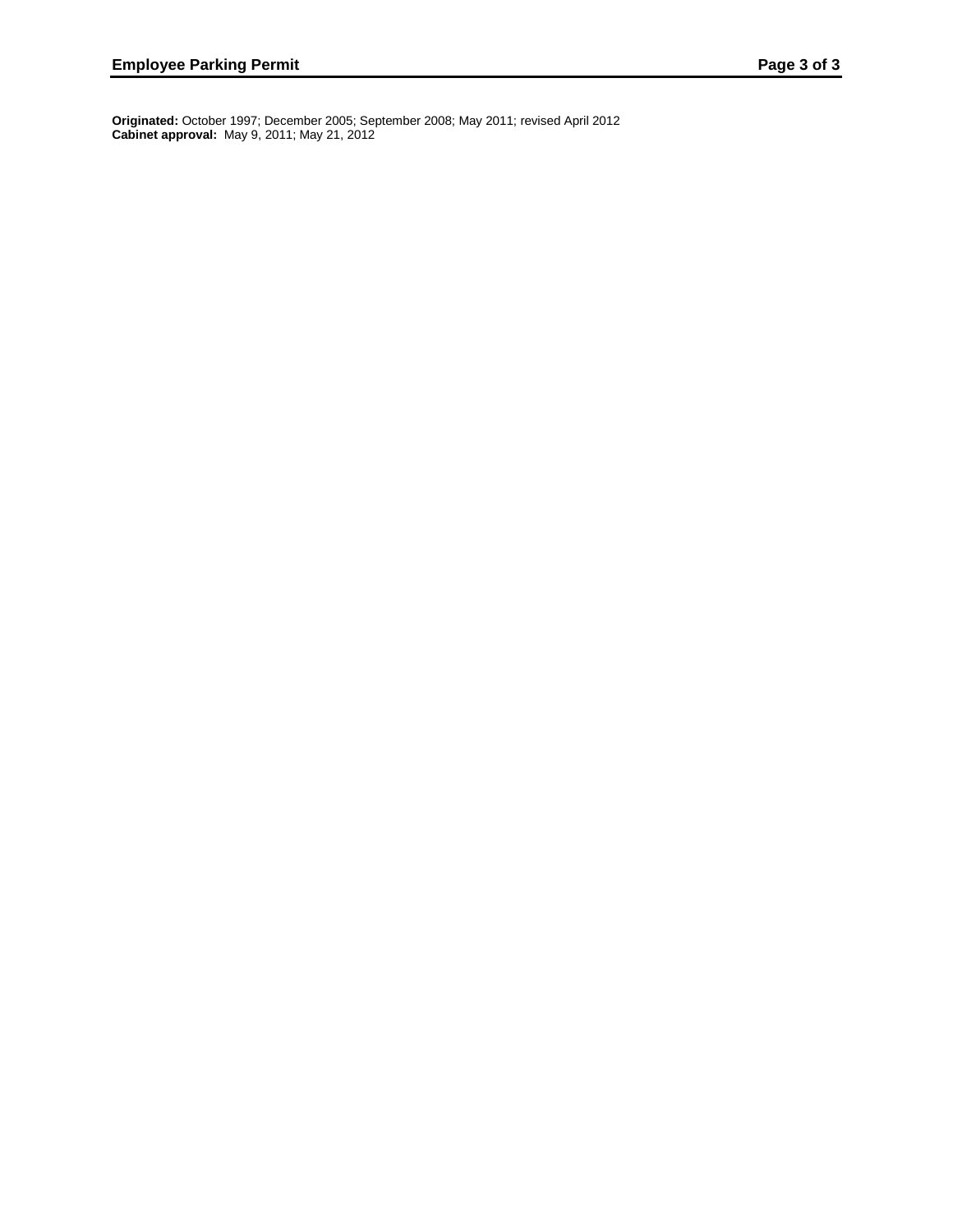**Originated:** October 1997; December 2005; September 2008; May 2011; revised April 2012
**Cabinet approval:** May 9, 2011; May 21, 2012